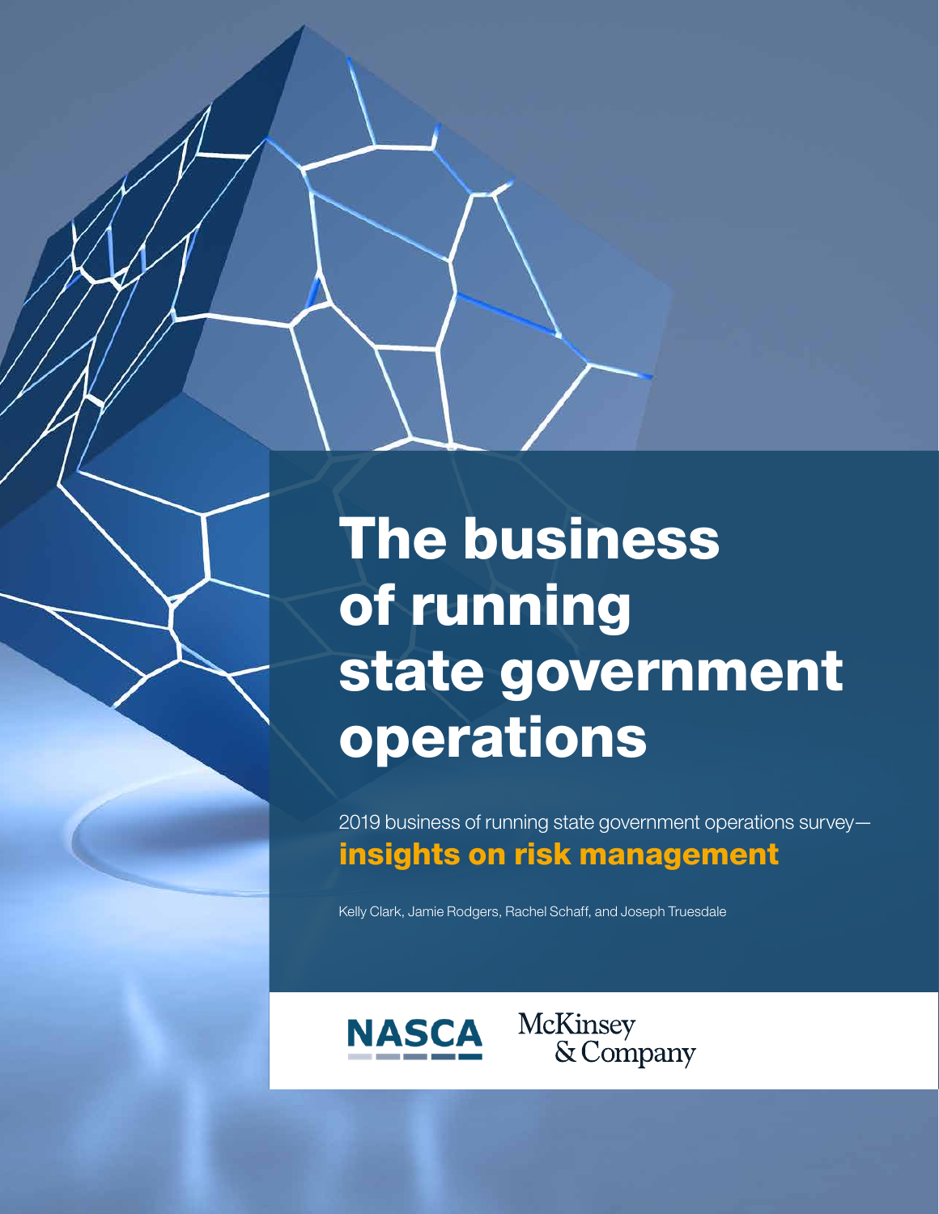# The business of running state government operations

2019 business of running state government operations survey—
**insights on risk management**

Kelly Clark, Jamie Rodgers, Rachel Schaff, and Joseph Truesdale

NASCA

McKinsey & Company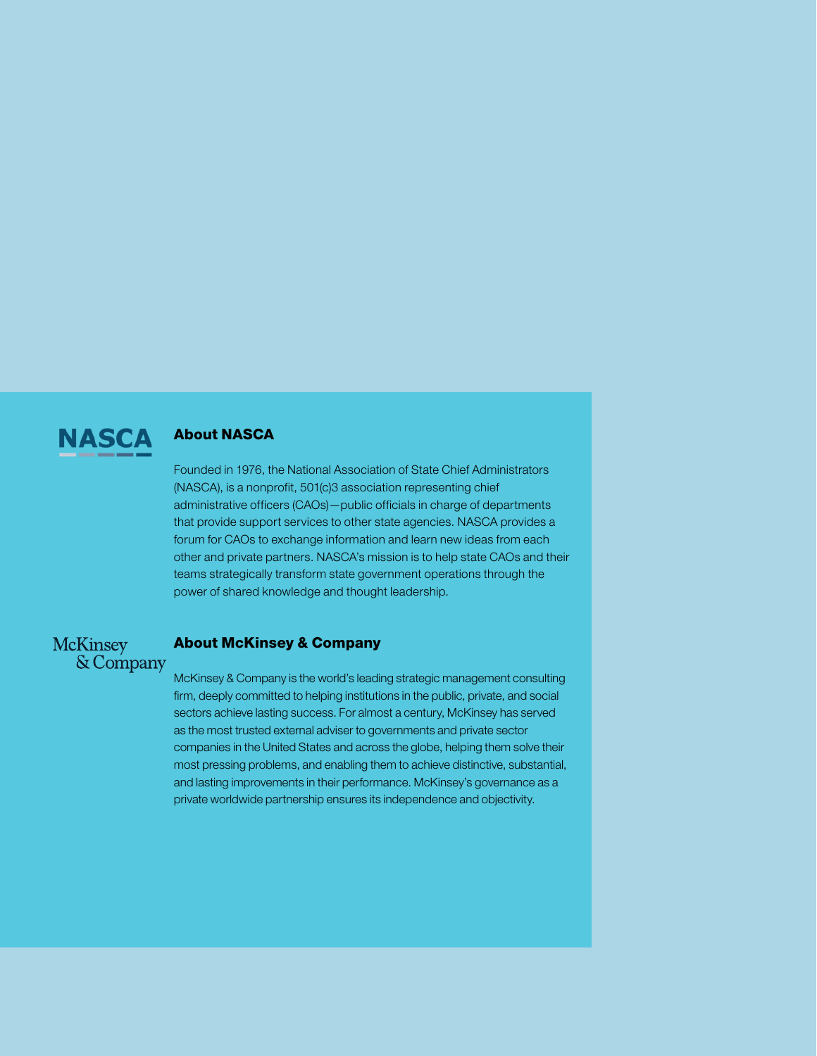## About NASCA

Founded in 1976, the National Association of State Chief Administrators (NASCA), is a nonprofit, 501(c)3 association representing chief administrative officers (CAOs)—public officials in charge of departments that provide support services to other state agencies. NASCA provides a forum for CAOs to exchange information and learn new ideas from each other and private partners. NASCA's mission is to help state CAOs and their teams strategically transform state government operations through the power of shared knowledge and thought leadership.

## About McKinsey & Company

McKinsey & Company is the world's leading strategic management consulting firm, deeply committed to helping institutions in the public, private, and social sectors achieve lasting success. For almost a century, McKinsey has served as the most trusted external adviser to governments and private sector companies in the United States and across the globe, helping them solve their most pressing problems, and enabling them to achieve distinctive, substantial, and lasting improvements in their performance. McKinsey's governance as a private worldwide partnership ensures its independence and objectivity.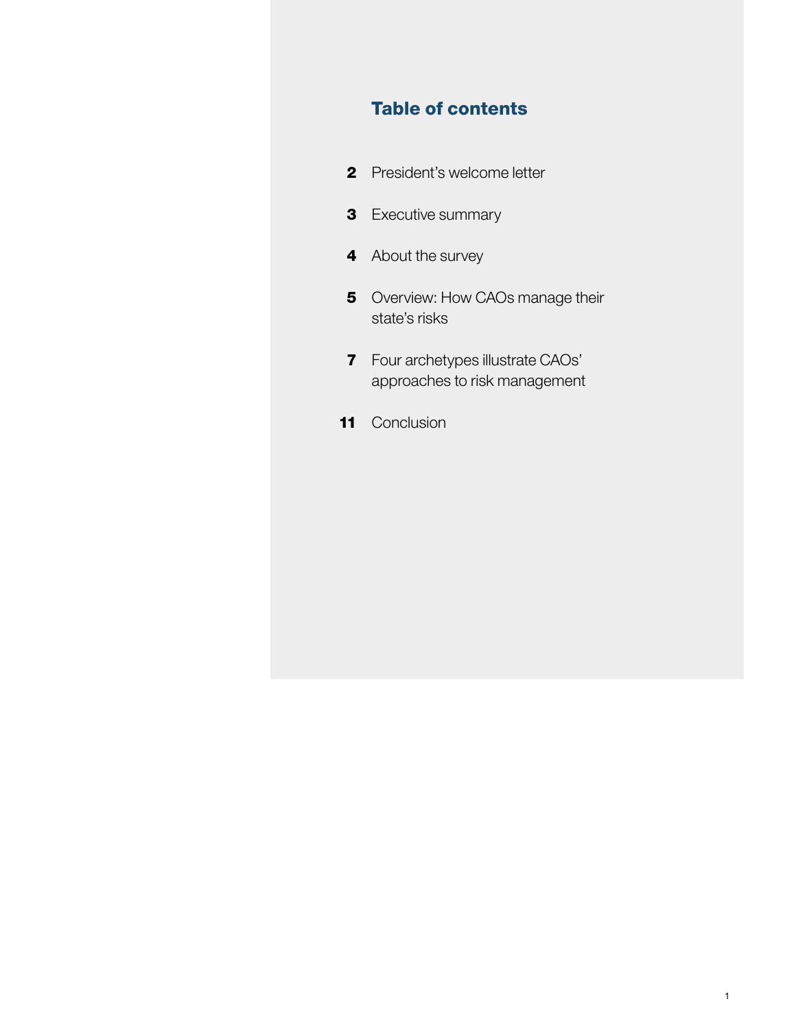## Table of contents

**2** President's welcome letter

**3** Executive summary

**4** About the survey

**5** Overview: How CAOs manage their state's risks

**7** Four archetypes illustrate CAOs' approaches to risk management

**11** Conclusion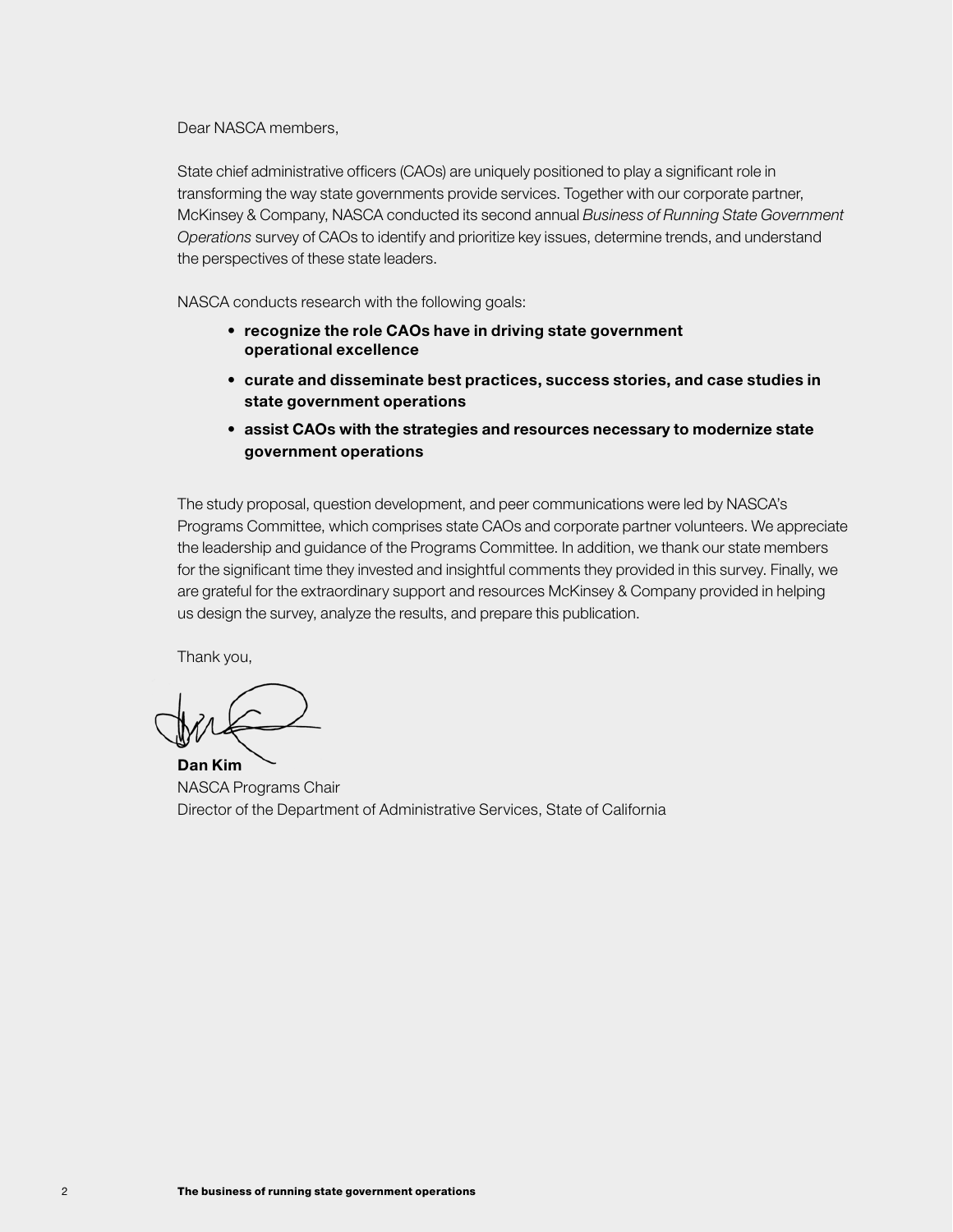Dear NASCA members,

State chief administrative officers (CAOs) are uniquely positioned to play a significant role in transforming the way state governments provide services. Together with our corporate partner, McKinsey & Company, NASCA conducted its second annual *Business of Running State Government Operations* survey of CAOs to identify and prioritize key issues, determine trends, and understand the perspectives of these state leaders.

NASCA conducts research with the following goals:

- **recognize the role CAOs have in driving state government operational excellence**
- **curate and disseminate best practices, success stories, and case studies in state government operations**
- **assist CAOs with the strategies and resources necessary to modernize state government operations**

The study proposal, question development, and peer communications were led by NASCA's Programs Committee, which comprises state CAOs and corporate partner volunteers. We appreciate the leadership and guidance of the Programs Committee. In addition, we thank our state members for the significant time they invested and insightful comments they provided in this survey. Finally, we are grateful for the extraordinary support and resources McKinsey & Company provided in helping us design the survey, analyze the results, and prepare this publication.

Thank you,

**Dan Kim**
NASCA Programs Chair
Director of the Department of Administrative Services, State of California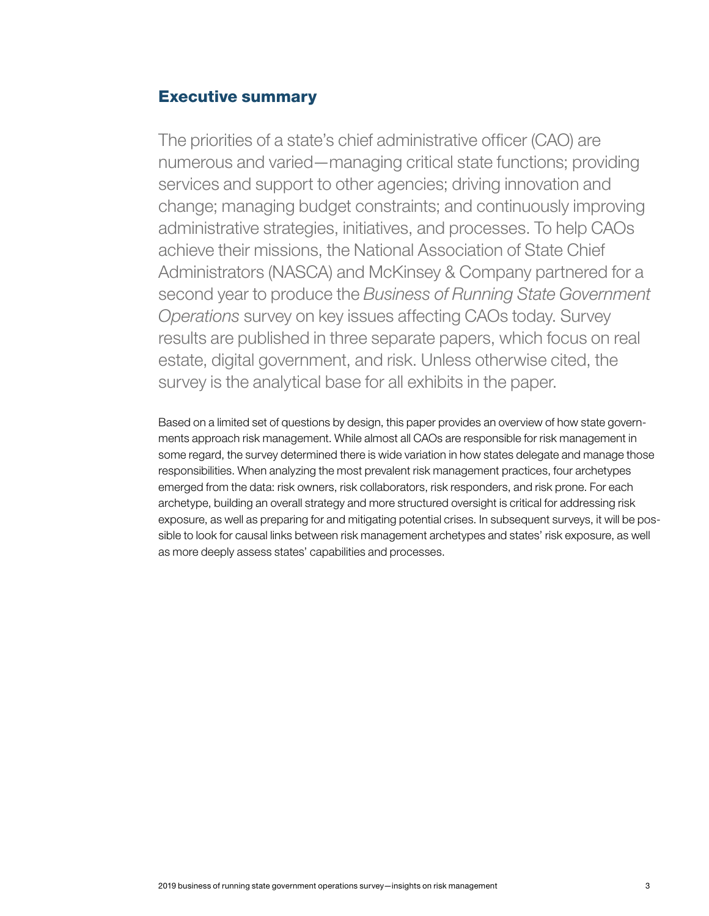## Executive summary

The priorities of a state's chief administrative officer (CAO) are numerous and varied—managing critical state functions; providing services and support to other agencies; driving innovation and change; managing budget constraints; and continuously improving administrative strategies, initiatives, and processes. To help CAOs achieve their missions, the National Association of State Chief Administrators (NASCA) and McKinsey & Company partnered for a second year to produce the *Business of Running State Government Operations* survey on key issues affecting CAOs today. Survey results are published in three separate papers, which focus on real estate, digital government, and risk. Unless otherwise cited, the survey is the analytical base for all exhibits in the paper.

Based on a limited set of questions by design, this paper provides an overview of how state governments approach risk management. While almost all CAOs are responsible for risk management in some regard, the survey determined there is wide variation in how states delegate and manage those responsibilities. When analyzing the most prevalent risk management practices, four archetypes emerged from the data: risk owners, risk collaborators, risk responders, and risk prone. For each archetype, building an overall strategy and more structured oversight is critical for addressing risk exposure, as well as preparing for and mitigating potential crises. In subsequent surveys, it will be possible to look for causal links between risk management archetypes and states' risk exposure, as well as more deeply assess states' capabilities and processes.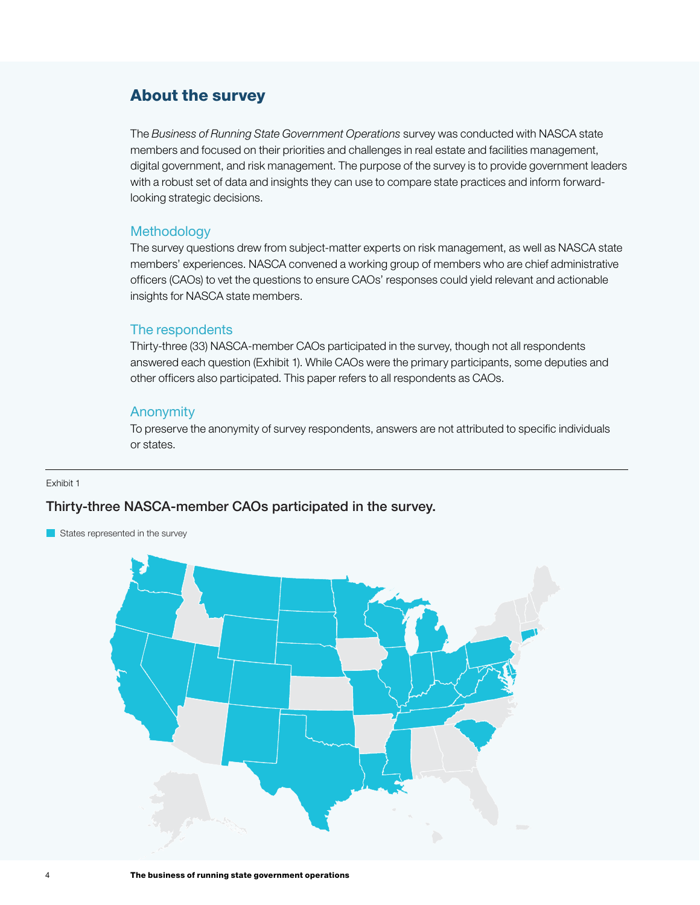## About the survey

The *Business of Running State Government Operations* survey was conducted with NASCA state members and focused on their priorities and challenges in real estate and facilities management, digital government, and risk management. The purpose of the survey is to provide government leaders with a robust set of data and insights they can use to compare state practices and inform forward-looking strategic decisions.

### Methodology

The survey questions drew from subject-matter experts on risk management, as well as NASCA state members' experiences. NASCA convened a working group of members who are chief administrative officers (CAOs) to vet the questions to ensure CAOs' responses could yield relevant and actionable insights for NASCA state members.

### The respondents

Thirty-three (33) NASCA-member CAOs participated in the survey, though not all respondents answered each question (Exhibit 1). While CAOs were the primary participants, some deputies and other officers also participated. This paper refers to all respondents as CAOs.

### Anonymity

To preserve the anonymity of survey respondents, answers are not attributed to specific individuals or states.

Exhibit 1

**Thirty-three NASCA-member CAOs participated in the survey.**

States represented in the survey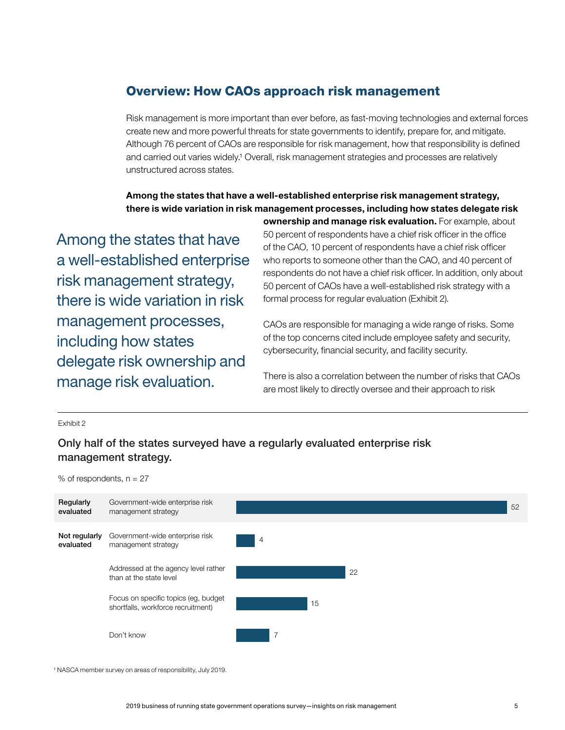## Overview: How CAOs approach risk management

Risk management is more important than ever before, as fast-moving technologies and external forces create new and more powerful threats for state governments to identify, prepare for, and mitigate. Although 76 percent of CAOs are responsible for risk management, how that responsibility is defined and carried out varies widely.[1] Overall, risk management strategies and processes are relatively unstructured across states.

**Among the states that have a well-established enterprise risk management strategy, there is wide variation in risk management processes, including how states delegate risk ownership and manage risk evaluation.** For example, about 50 percent of respondents have a chief risk officer in the office of the CAO, 10 percent of respondents have a chief risk officer who reports to someone other than the CAO, and 40 percent of respondents do not have a chief risk officer. In addition, only about 50 percent of CAOs have a well-established risk strategy with a formal process for regular evaluation (Exhibit 2).

Among the states that have a well-established enterprise risk management strategy, there is wide variation in risk management processes, including how states delegate risk ownership and manage risk evaluation.

CAOs are responsible for managing a wide range of risks. Some of the top concerns cited include employee safety and security, cybersecurity, financial security, and facility security.

There is also a correlation between the number of risks that CAOs are most likely to directly oversee and their approach to risk

Exhibit 2

**Only half of the states surveyed have a regularly evaluated enterprise risk management strategy.**

% of respondents, n = 27

| | | % |
|---|---|---|
| Regularly evaluated | Government-wide enterprise risk management strategy | 52 |
| Not regularly evaluated | Government-wide enterprise risk management strategy | 4 |
| | Addressed at the agency level rather than at the state level | 22 |
| | Focus on specific topics (eg, budget shortfalls, workforce recruitment) | 15 |
| | Don't know | 7 |

[1] NASCA member survey on areas of responsibility, July 2019.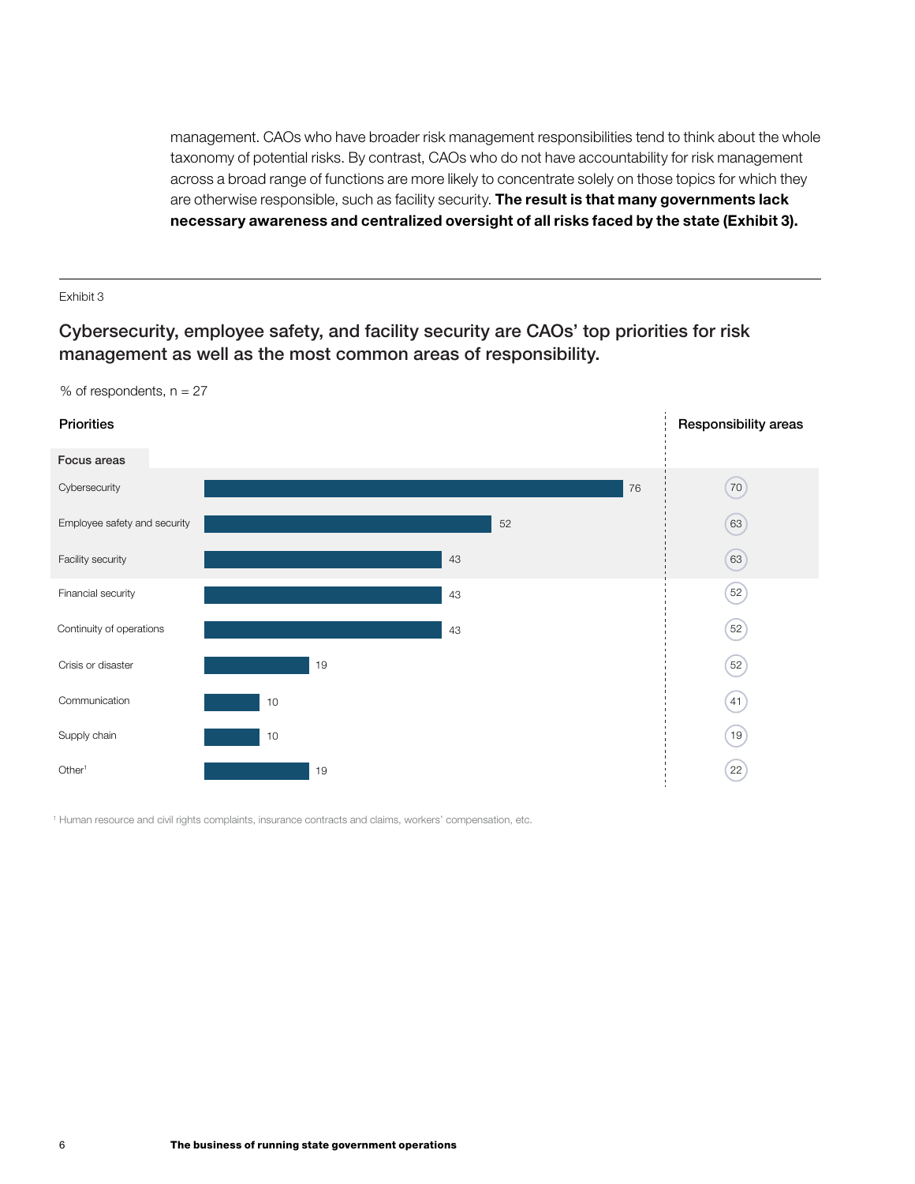management. CAOs who have broader risk management responsibilities tend to think about the whole taxonomy of potential risks. By contrast, CAOs who do not have accountability for risk management across a broad range of functions are more likely to concentrate solely on those topics for which they are otherwise responsible, such as facility security. **The result is that many governments lack necessary awareness and centralized oversight of all risks faced by the state (Exhibit 3).**

Exhibit 3

## Cybersecurity, employee safety, and facility security are CAOs' top priorities for risk management as well as the most common areas of responsibility.

% of respondents, n = 27

| Focus areas | Priorities | Responsibility areas |
|---|---|---|
| Cybersecurity | 76 | 70 |
| Employee safety and security | 52 | 63 |
| Facility security | 43 | 63 |
| Financial security | 43 | 52 |
| Continuity of operations | 43 | 52 |
| Crisis or disaster | 19 | 52 |
| Communication | 10 | 41 |
| Supply chain | 10 | 19 |
| Other[1] | 19 | 22 |

[1] Human resource and civil rights complaints, insurance contracts and claims, workers' compensation, etc.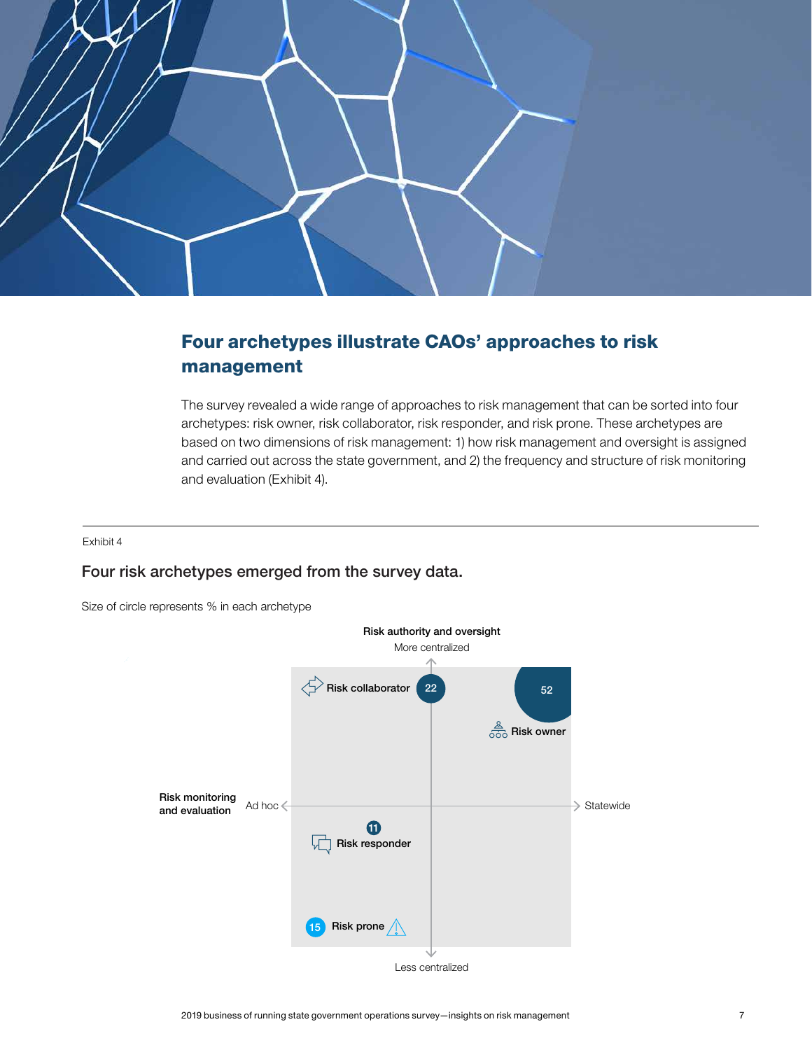## Four archetypes illustrate CAOs' approaches to risk management

The survey revealed a wide range of approaches to risk management that can be sorted into four archetypes: risk owner, risk collaborator, risk responder, and risk prone. These archetypes are based on two dimensions of risk management: 1) how risk management and oversight is assigned and carried out across the state government, and 2) the frequency and structure of risk monitoring and evaluation (Exhibit 4).

Exhibit 4

### Four risk archetypes emerged from the survey data.

Size of circle represents % in each archetype

Risk authority and oversight

More centralized

Risk collaborator 22

52 Risk owner

Risk monitoring and evaluation

Ad hoc

Statewide

11 Risk responder

15 Risk prone

Less centralized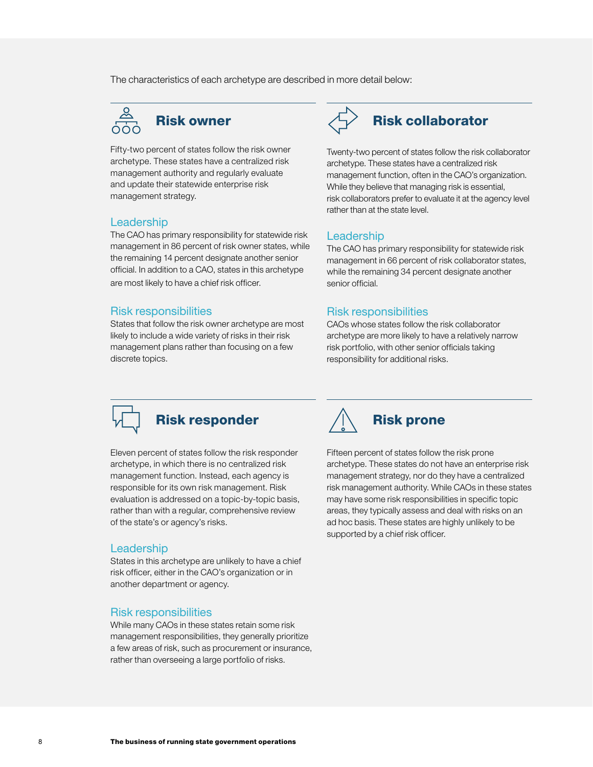The characteristics of each archetype are described in more detail below:

## Risk owner

Fifty-two percent of states follow the risk owner archetype. These states have a centralized risk management authority and regularly evaluate and update their statewide enterprise risk management strategy.

### Leadership

The CAO has primary responsibility for statewide risk management in 86 percent of risk owner states, while the remaining 14 percent designate another senior official. In addition to a CAO, states in this archetype are most likely to have a chief risk officer.

### Risk responsibilities

States that follow the risk owner archetype are most likely to include a wide variety of risks in their risk management plans rather than focusing on a few discrete topics.

## Risk collaborator

Twenty-two percent of states follow the risk collaborator archetype. These states have a centralized risk management function, often in the CAO's organization. While they believe that managing risk is essential, risk collaborators prefer to evaluate it at the agency level rather than at the state level.

### Leadership

The CAO has primary responsibility for statewide risk management in 66 percent of risk collaborator states, while the remaining 34 percent designate another senior official.

### Risk responsibilities

CAOs whose states follow the risk collaborator archetype are more likely to have a relatively narrow risk portfolio, with other senior officials taking responsibility for additional risks.

## Risk responder

Eleven percent of states follow the risk responder archetype, in which there is no centralized risk management function. Instead, each agency is responsible for its own risk management. Risk evaluation is addressed on a topic-by-topic basis, rather than with a regular, comprehensive review of the state's or agency's risks.

### Leadership

States in this archetype are unlikely to have a chief risk officer, either in the CAO's organization or in another department or agency.

### Risk responsibilities

While many CAOs in these states retain some risk management responsibilities, they generally prioritize a few areas of risk, such as procurement or insurance, rather than overseeing a large portfolio of risks.

## Risk prone

Fifteen percent of states follow the risk prone archetype. These states do not have an enterprise risk management strategy, nor do they have a centralized risk management authority. While CAOs in these states may have some risk responsibilities in specific topic areas, they typically assess and deal with risks on an ad hoc basis. These states are highly unlikely to be supported by a chief risk officer.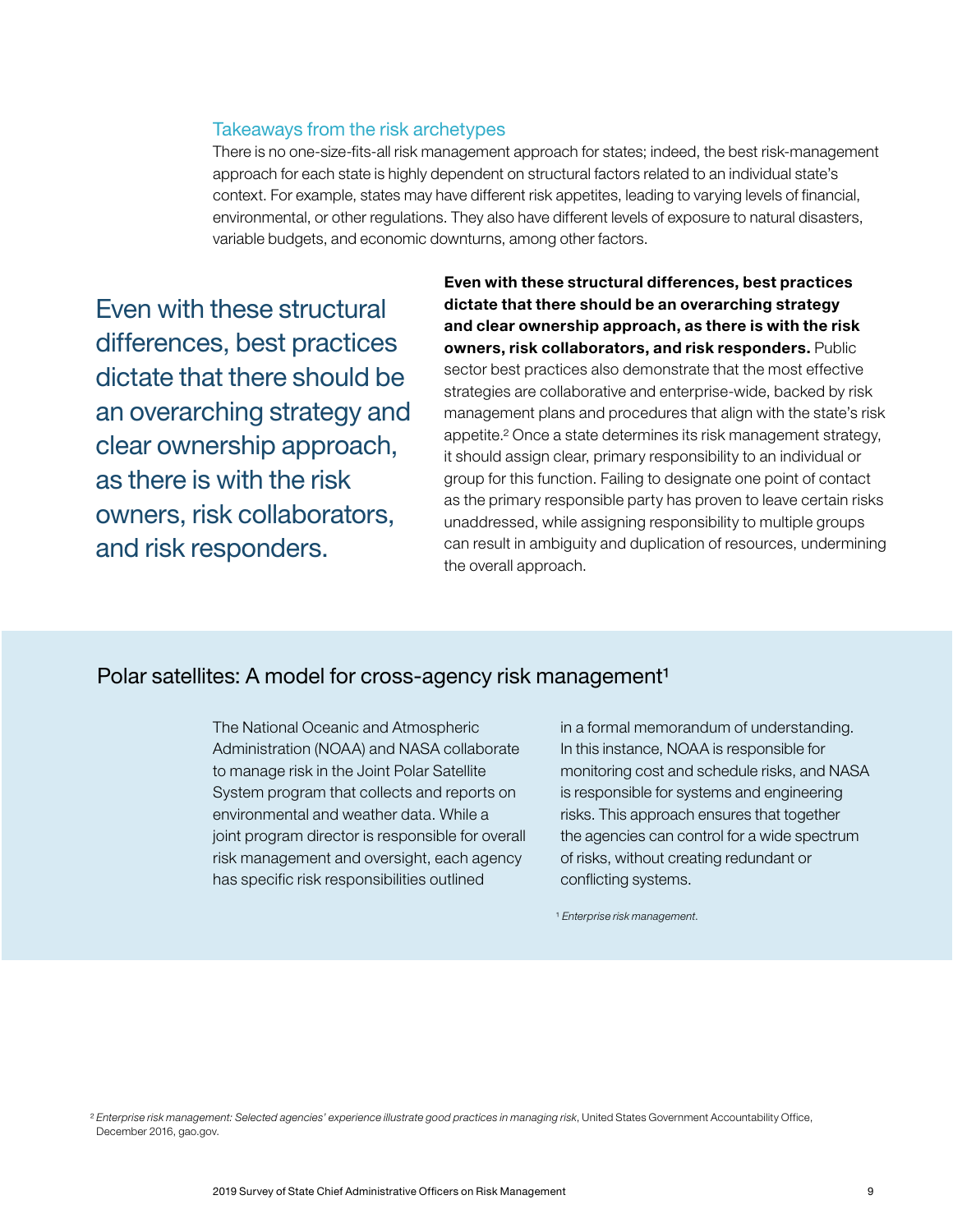## Takeaways from the risk archetypes

There is no one-size-fits-all risk management approach for states; indeed, the best risk-management approach for each state is highly dependent on structural factors related to an individual state's context. For example, states may have different risk appetites, leading to varying levels of financial, environmental, or other regulations. They also have different levels of exposure to natural disasters, variable budgets, and economic downturns, among other factors.

> Even with these structural differences, best practices dictate that there should be an overarching strategy and clear ownership approach, as there is with the risk owners, risk collaborators, and risk responders.

**Even with these structural differences, best practices dictate that there should be an overarching strategy and clear ownership approach, as there is with the risk owners, risk collaborators, and risk responders.** Public sector best practices also demonstrate that the most effective strategies are collaborative and enterprise-wide, backed by risk management plans and procedures that align with the state's risk appetite.[2] Once a state determines its risk management strategy, it should assign clear, primary responsibility to an individual or group for this function. Failing to designate one point of contact as the primary responsible party has proven to leave certain risks unaddressed, while assigning responsibility to multiple groups can result in ambiguity and duplication of resources, undermining the overall approach.

## Polar satellites: A model for cross-agency risk management[1]

The National Oceanic and Atmospheric Administration (NOAA) and NASA collaborate to manage risk in the Joint Polar Satellite System program that collects and reports on environmental and weather data. While a joint program director is responsible for overall risk management and oversight, each agency has specific risk responsibilities outlined in a formal memorandum of understanding. In this instance, NOAA is responsible for monitoring cost and schedule risks, and NASA is responsible for systems and engineering risks. This approach ensures that together the agencies can control for a wide spectrum of risks, without creating redundant or conflicting systems.

[1] *Enterprise risk management*.

[2] *Enterprise risk management: Selected agencies' experience illustrate good practices in managing risk*, United States Government Accountability Office, December 2016, gao.gov.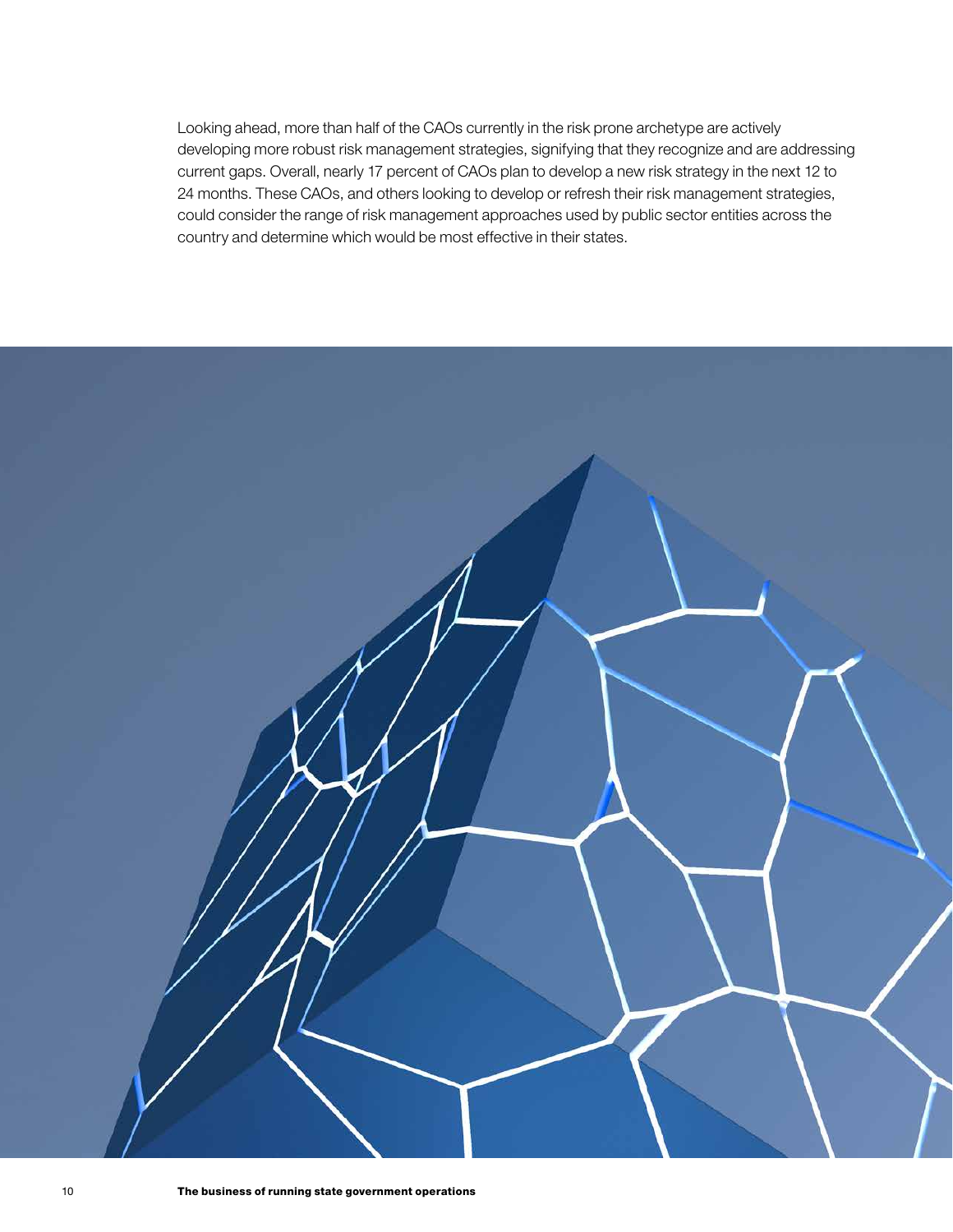Looking ahead, more than half of the CAOs currently in the risk prone archetype are actively developing more robust risk management strategies, signifying that they recognize and are addressing current gaps. Overall, nearly 17 percent of CAOs plan to develop a new risk strategy in the next 12 to 24 months. These CAOs, and others looking to develop or refresh their risk management strategies, could consider the range of risk management approaches used by public sector entities across the country and determine which would be most effective in their states.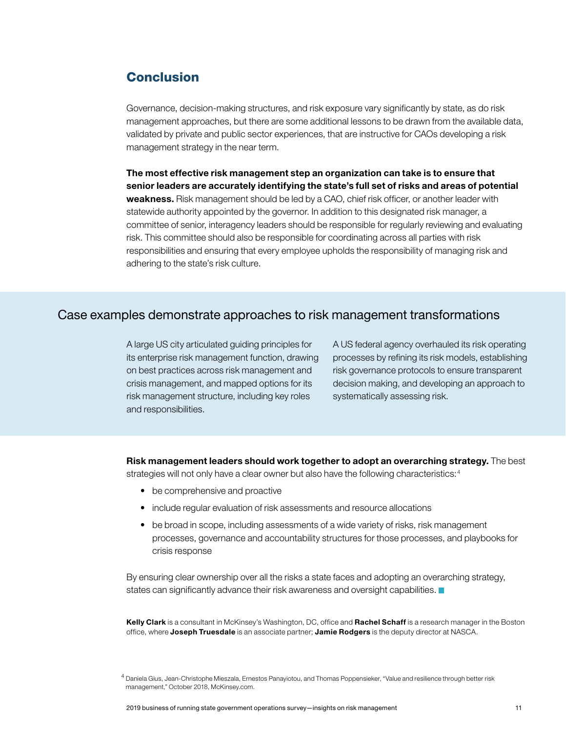## Conclusion

Governance, decision-making structures, and risk exposure vary significantly by state, as do risk management approaches, but there are some additional lessons to be drawn from the available data, validated by private and public sector experiences, that are instructive for CAOs developing a risk management strategy in the near term.

**The most effective risk management step an organization can take is to ensure that senior leaders are accurately identifying the state's full set of risks and areas of potential weakness.** Risk management should be led by a CAO, chief risk officer, or another leader with statewide authority appointed by the governor. In addition to this designated risk manager, a committee of senior, interagency leaders should be responsible for regularly reviewing and evaluating risk. This committee should also be responsible for coordinating across all parties with risk responsibilities and ensuring that every employee upholds the responsibility of managing risk and adhering to the state's risk culture.

### Case examples demonstrate approaches to risk management transformations

A large US city articulated guiding principles for its enterprise risk management function, drawing on best practices across risk management and crisis management, and mapped options for its risk management structure, including key roles and responsibilities.

A US federal agency overhauled its risk operating processes by refining its risk models, establishing risk governance protocols to ensure transparent decision making, and developing an approach to systematically assessing risk.

**Risk management leaders should work together to adopt an overarching strategy.** The best strategies will not only have a clear owner but also have the following characteristics:[4]

- be comprehensive and proactive
- include regular evaluation of risk assessments and resource allocations
- be broad in scope, including assessments of a wide variety of risks, risk management processes, governance and accountability structures for those processes, and playbooks for crisis response

By ensuring clear ownership over all the risks a state faces and adopting an overarching strategy, states can significantly advance their risk awareness and oversight capabilities.

**Kelly Clark** is a consultant in McKinsey's Washington, DC, office and **Rachel Schaff** is a research manager in the Boston office, where **Joseph Truesdale** is an associate partner; **Jamie Rodgers** is the deputy director at NASCA.

[4] Daniela Gius, Jean-Christophe Mieszala, Ernestos Panayiotou, and Thomas Poppensieker, "Value and resilience through better risk management," October 2018, McKinsey.com.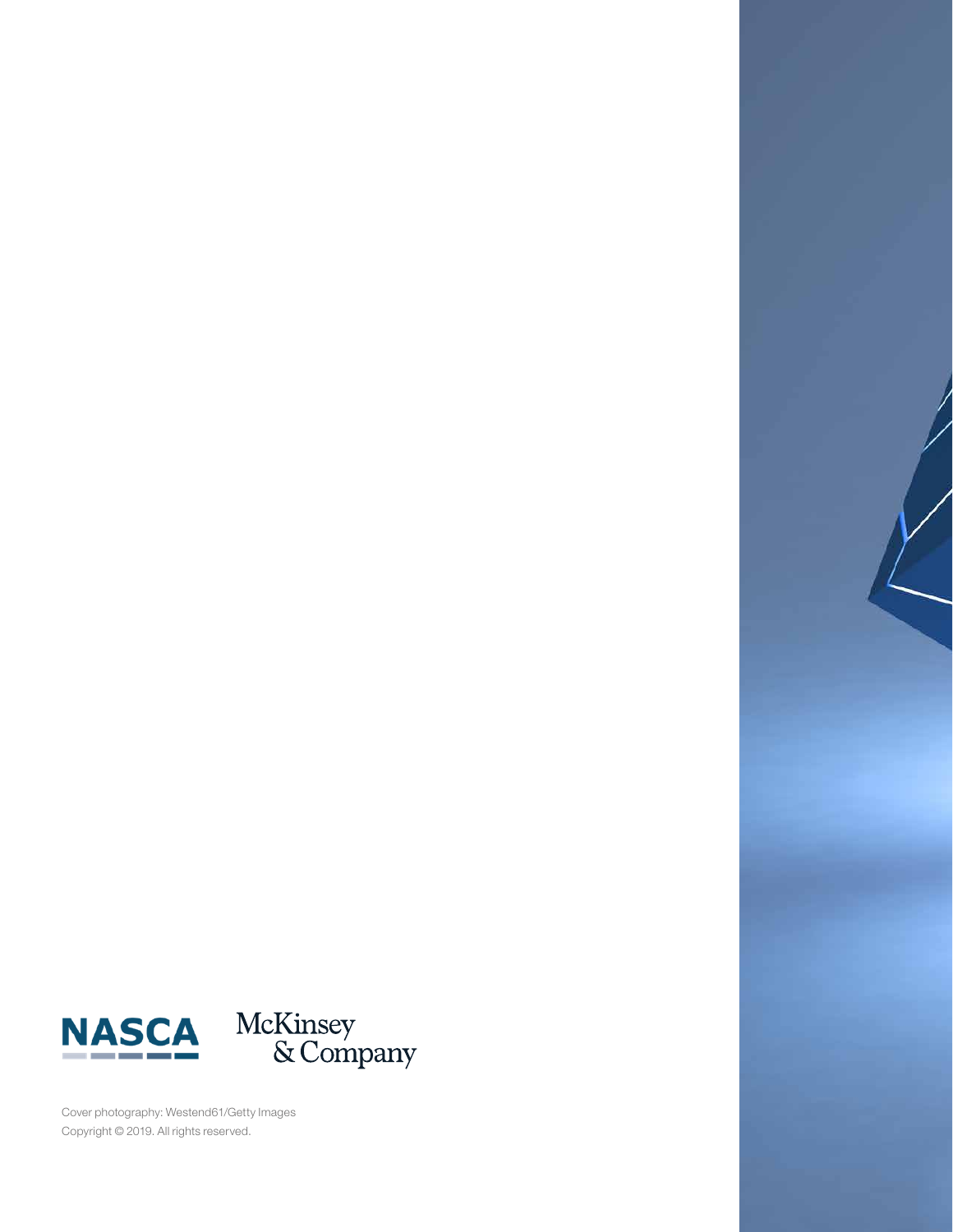NASCA

McKinsey & Company

Cover photography: Westend61/Getty Images
Copyright © 2019. All rights reserved.